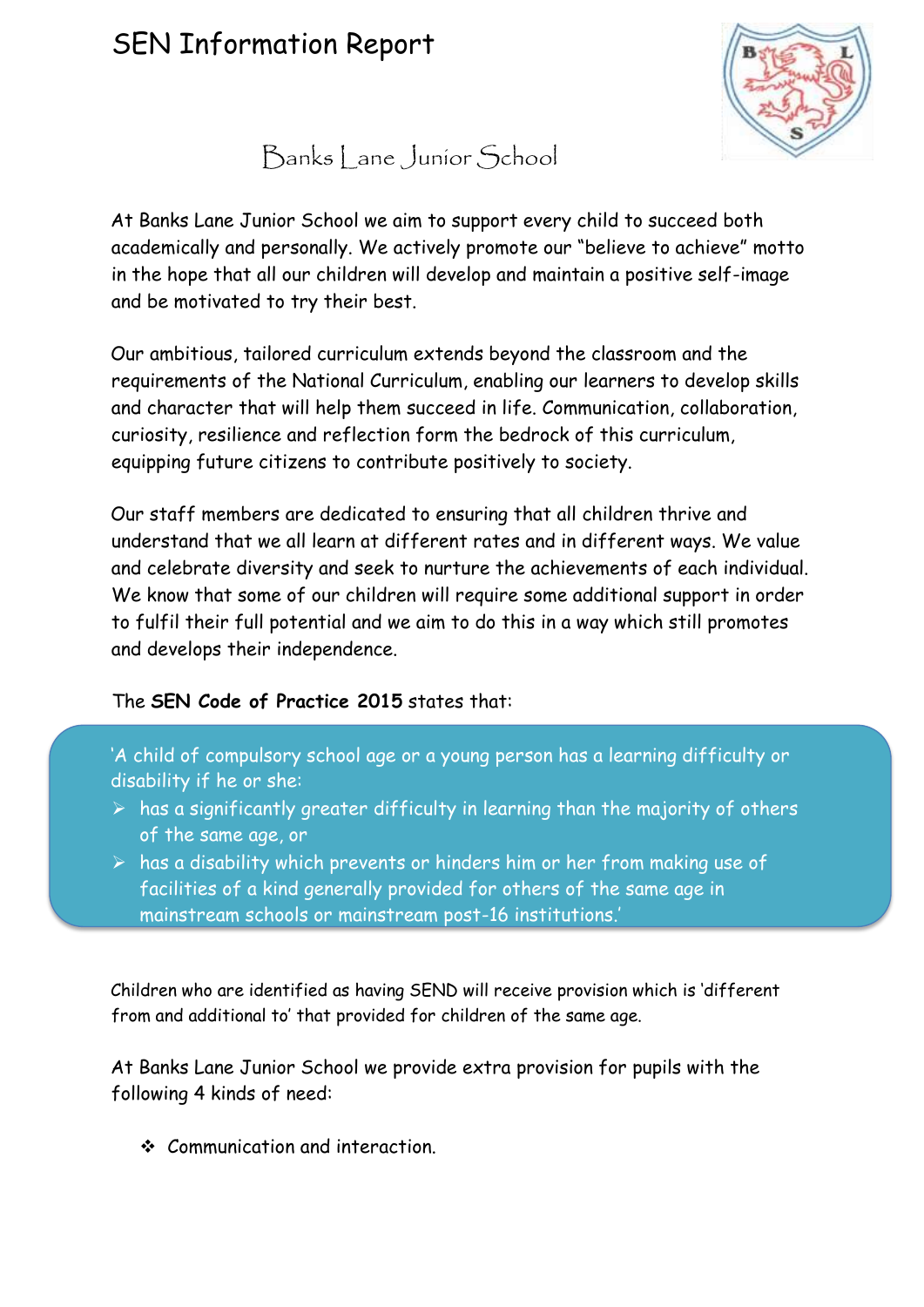# SEN Information Report

## Banks Lane Junior School

At Banks Lane Junior School we aim to support every child to succeed both academically and personally. We actively promote our "believe to achieve" motto in the hope that all our children will develop and maintain a positive self-image and be motivated to try their best.

Our ambitious, tailored curriculum extends beyond the classroom and the requirements of the National Curriculum, enabling our learners to develop skills and character that will help them succeed in life. Communication, collaboration, curiosity, resilience and reflection form the bedrock of this curriculum, equipping future citizens to contribute positively to society.

Our staff members are dedicated to ensuring that all children thrive and understand that we all learn at different rates and in different ways. We value and celebrate diversity and seek to nurture the achievements of each individual. We know that some of our children will require some additional support in order to fulfil their full potential and we aim to do this in a way which still promotes and develops their independence.

The **SEN Code of Practice 2015** states that:

> 'A child of compulsory school age or a young person has a learning difficulty or disability if he or she:
> - has a significantly greater difficulty in learning than the majority of others of the same age, or
> - has a disability which prevents or hinders him or her from making use of facilities of a kind generally provided for others of the same age in mainstream schools or mainstream post-16 institutions.'

Children who are identified as having SEND will receive provision which is 'different from and additional to' that provided for children of the same age.

At Banks Lane Junior School we provide extra provision for pupils with the following 4 kinds of need:

- Communication and interaction.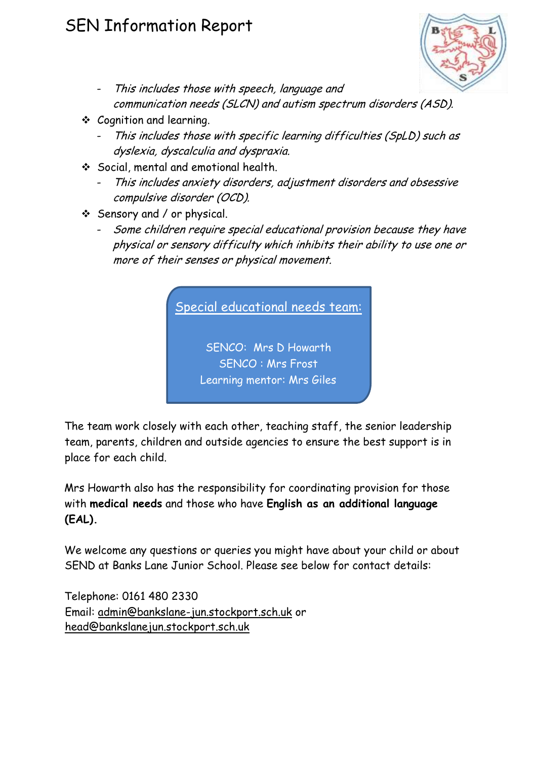- *This includes those with speech, language and communication needs (SLCN) and autism spectrum disorders (ASD).*

- Cognition and learning.
  - *This includes those with specific learning difficulties (SpLD) such as dyslexia, dyscalculia and dyspraxia.*
- Social, mental and emotional health.
  - *This includes anxiety disorders, adjustment disorders and obsessive compulsive disorder (OCD).*
- Sensory and / or physical.
  - *Some children require special educational provision because they have physical or sensory difficulty which inhibits their ability to use one or more of their senses or physical movement.*

**Special educational needs team:**

SENCO: Mrs D Howarth
SENCO : Mrs Frost
Learning mentor: Mrs Giles

The team work closely with each other, teaching staff, the senior leadership team, parents, children and outside agencies to ensure the best support is in place for each child.

Mrs Howarth also has the responsibility for coordinating provision for those with **medical needs** and those who have **English as an additional language (EAL).**

We welcome any questions or queries you might have about your child or about SEND at Banks Lane Junior School. Please see below for contact details:

Telephone: 0161 480 2330
Email: admin@bankslane-jun.stockport.sch.uk or head@bankslanejun.stockport.sch.uk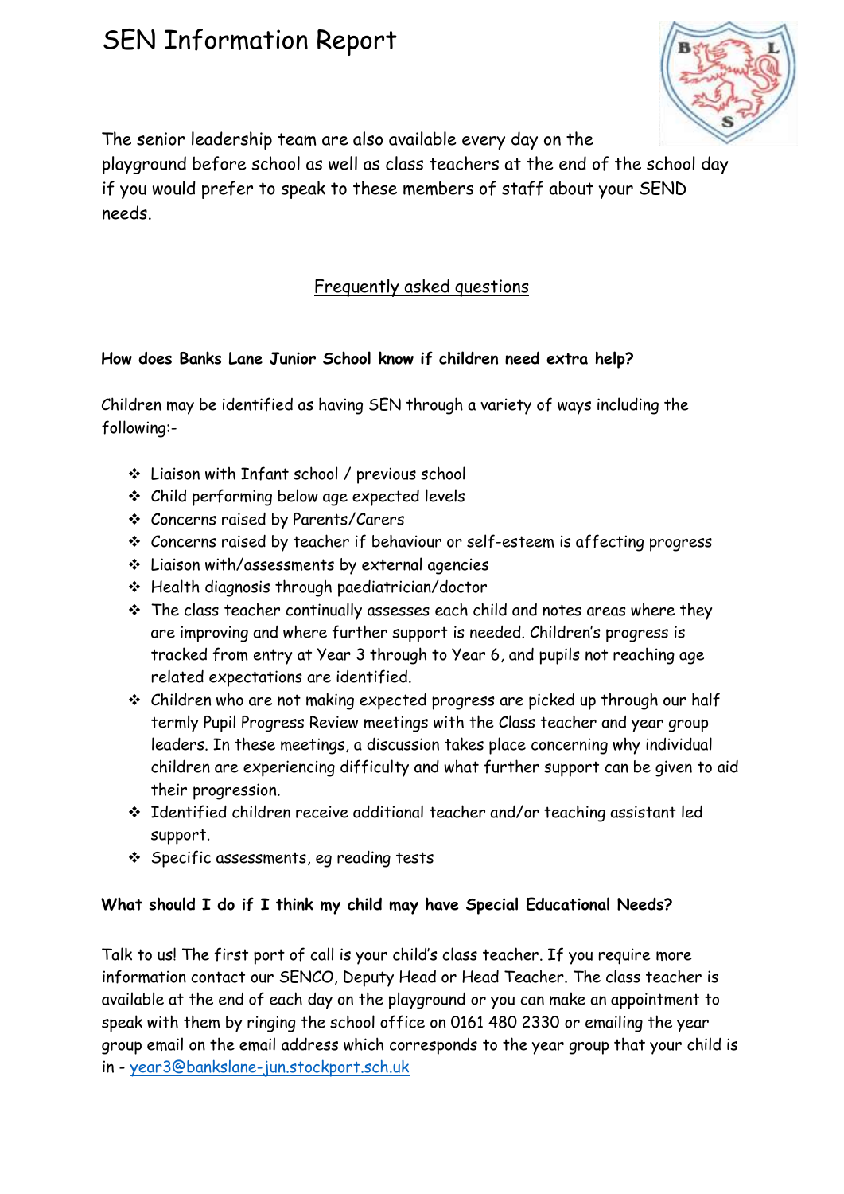The senior leadership team are also available every day on the playground before school as well as class teachers at the end of the school day if you would prefer to speak to these members of staff about your SEND needs.

## Frequently asked questions

**How does Banks Lane Junior School know if children need extra help?**

Children may be identified as having SEN through a variety of ways including the following:-

- Liaison with Infant school / previous school
- Child performing below age expected levels
- Concerns raised by Parents/Carers
- Concerns raised by teacher if behaviour or self-esteem is affecting progress
- Liaison with/assessments by external agencies
- Health diagnosis through paediatrician/doctor
- The class teacher continually assesses each child and notes areas where they are improving and where further support is needed. Children's progress is tracked from entry at Year 3 through to Year 6, and pupils not reaching age related expectations are identified.
- Children who are not making expected progress are picked up through our half termly Pupil Progress Review meetings with the Class teacher and year group leaders. In these meetings, a discussion takes place concerning why individual children are experiencing difficulty and what further support can be given to aid their progression.
- Identified children receive additional teacher and/or teaching assistant led support.
- Specific assessments, eg reading tests

**What should I do if I think my child may have Special Educational Needs?**

Talk to us! The first port of call is your child's class teacher. If you require more information contact our SENCO, Deputy Head or Head Teacher. The class teacher is available at the end of each day on the playground or you can make an appointment to speak with them by ringing the school office on 0161 480 2330 or emailing the year group email on the email address which corresponds to the year group that your child is in - year3@bankslane-jun.stockport.sch.uk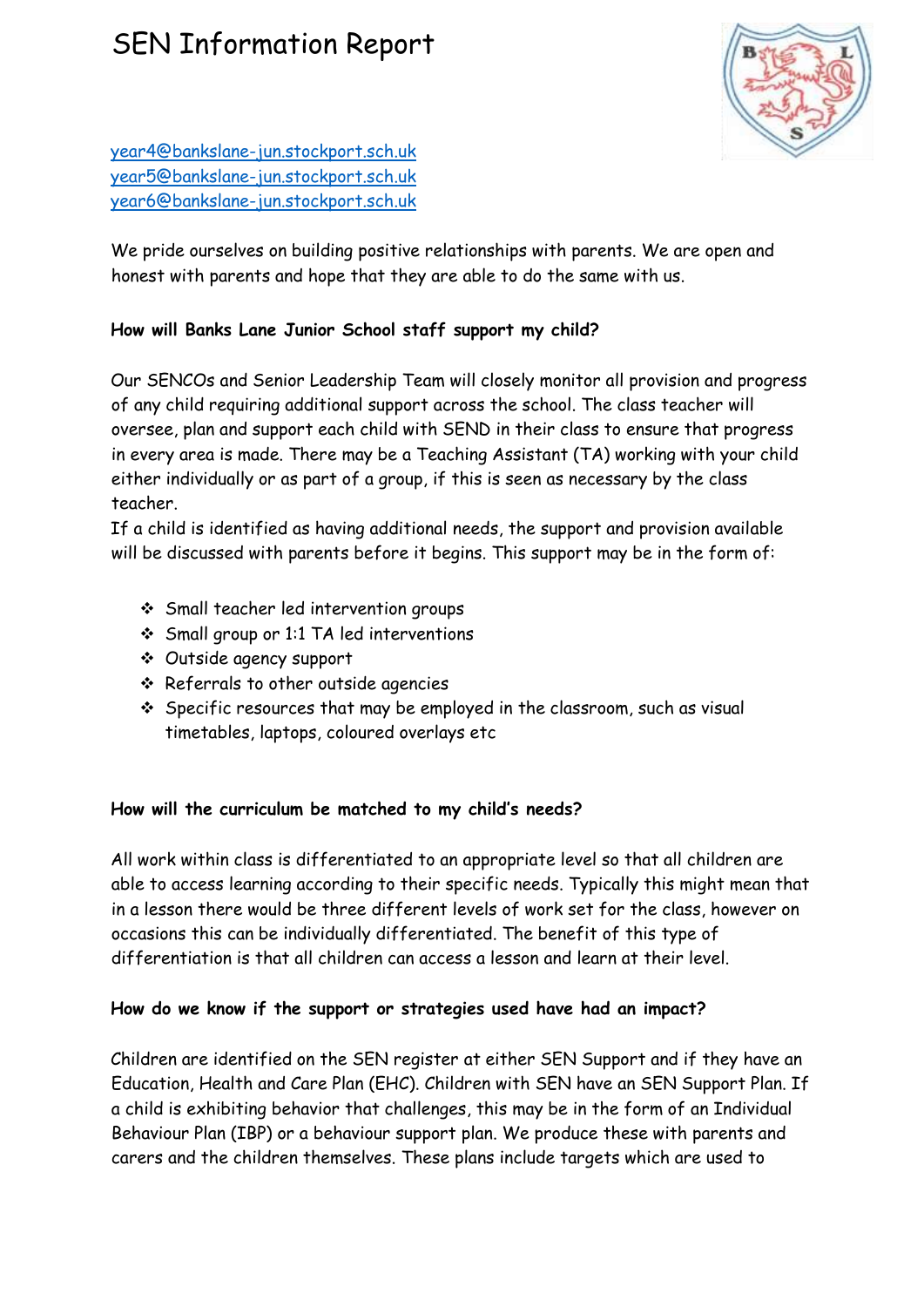year4@bankslane-jun.stockport.sch.uk
year5@bankslane-jun.stockport.sch.uk
year6@bankslane-jun.stockport.sch.uk

We pride ourselves on building positive relationships with parents. We are open and honest with parents and hope that they are able to do the same with us.

**How will Banks Lane Junior School staff support my child?**

Our SENCOs and Senior Leadership Team will closely monitor all provision and progress of any child requiring additional support across the school. The class teacher will oversee, plan and support each child with SEND in their class to ensure that progress in every area is made. There may be a Teaching Assistant (TA) working with your child either individually or as part of a group, if this is seen as necessary by the class teacher.

If a child is identified as having additional needs, the support and provision available will be discussed with parents before it begins. This support may be in the form of:

- Small teacher led intervention groups
- Small group or 1:1 TA led interventions
- Outside agency support
- Referrals to other outside agencies
- Specific resources that may be employed in the classroom, such as visual timetables, laptops, coloured overlays etc

**How will the curriculum be matched to my child's needs?**

All work within class is differentiated to an appropriate level so that all children are able to access learning according to their specific needs. Typically this might mean that in a lesson there would be three different levels of work set for the class, however on occasions this can be individually differentiated. The benefit of this type of differentiation is that all children can access a lesson and learn at their level.

**How do we know if the support or strategies used have had an impact?**

Children are identified on the SEN register at either SEN Support and if they have an Education, Health and Care Plan (EHC). Children with SEN have an SEN Support Plan. If a child is exhibiting behavior that challenges, this may be in the form of an Individual Behaviour Plan (IBP) or a behaviour support plan. We produce these with parents and carers and the children themselves. These plans include targets which are used to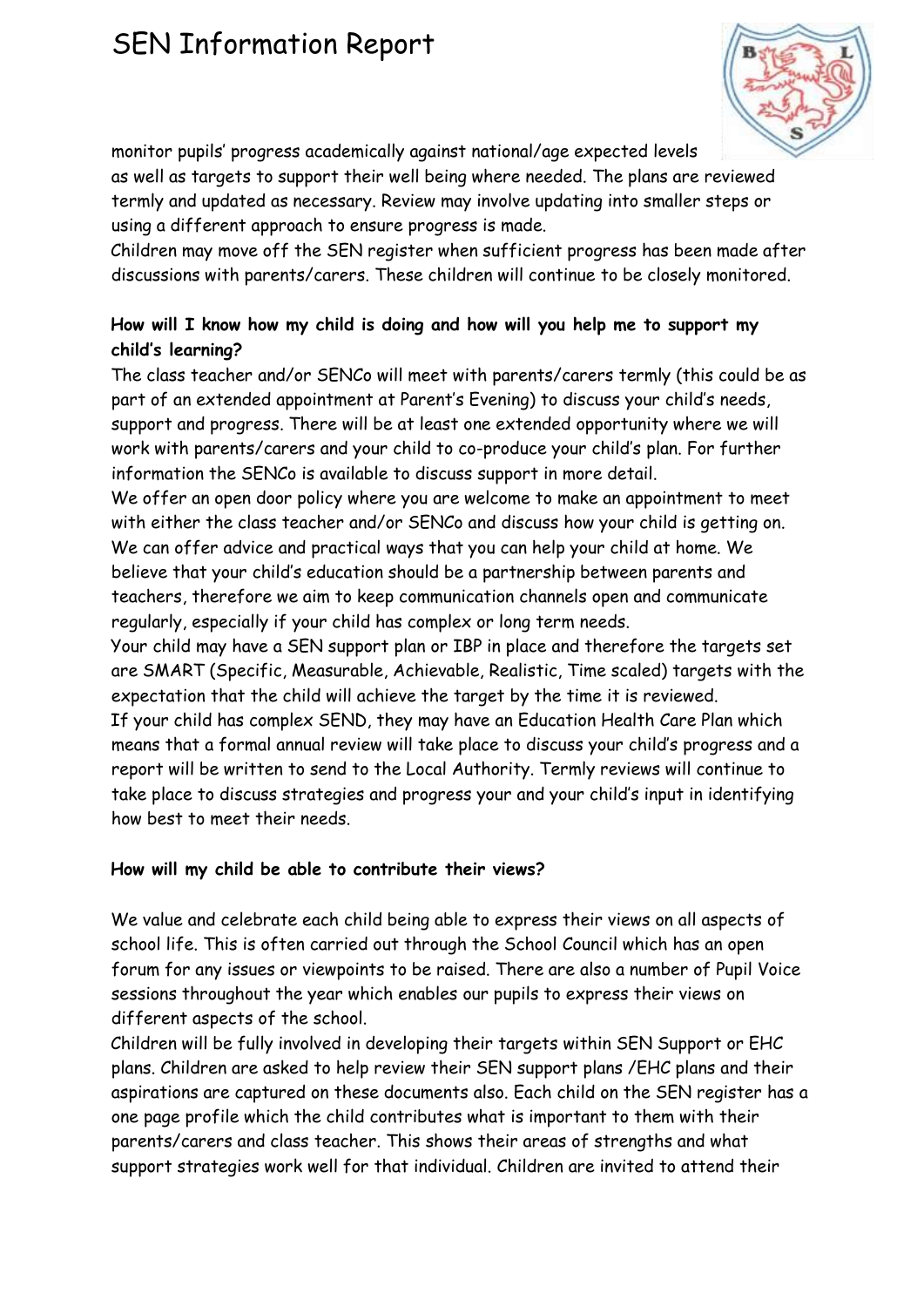monitor pupils' progress academically against national/age expected levels as well as targets to support their well being where needed. The plans are reviewed termly and updated as necessary. Review may involve updating into smaller steps or using a different approach to ensure progress is made.
Children may move off the SEN register when sufficient progress has been made after discussions with parents/carers. These children will continue to be closely monitored.

**How will I know how my child is doing and how will you help me to support my child's learning?**

The class teacher and/or SENCo will meet with parents/carers termly (this could be as part of an extended appointment at Parent's Evening) to discuss your child's needs, support and progress. There will be at least one extended opportunity where we will work with parents/carers and your child to co-produce your child's plan. For further information the SENCo is available to discuss support in more detail.
We offer an open door policy where you are welcome to make an appointment to meet with either the class teacher and/or SENCo and discuss how your child is getting on. We can offer advice and practical ways that you can help your child at home. We believe that your child's education should be a partnership between parents and teachers, therefore we aim to keep communication channels open and communicate regularly, especially if your child has complex or long term needs.
Your child may have a SEN support plan or IBP in place and therefore the targets set are SMART (Specific, Measurable, Achievable, Realistic, Time scaled) targets with the expectation that the child will achieve the target by the time it is reviewed.
If your child has complex SEND, they may have an Education Health Care Plan which means that a formal annual review will take place to discuss your child's progress and a report will be written to send to the Local Authority. Termly reviews will continue to take place to discuss strategies and progress your and your child's input in identifying how best to meet their needs.

**How will my child be able to contribute their views?**

We value and celebrate each child being able to express their views on all aspects of school life. This is often carried out through the School Council which has an open forum for any issues or viewpoints to be raised. There are also a number of Pupil Voice sessions throughout the year which enables our pupils to express their views on different aspects of the school.
Children will be fully involved in developing their targets within SEN Support or EHC plans. Children are asked to help review their SEN support plans /EHC plans and their aspirations are captured on these documents also. Each child on the SEN register has a one page profile which the child contributes what is important to them with their parents/carers and class teacher. This shows their areas of strengths and what support strategies work well for that individual. Children are invited to attend their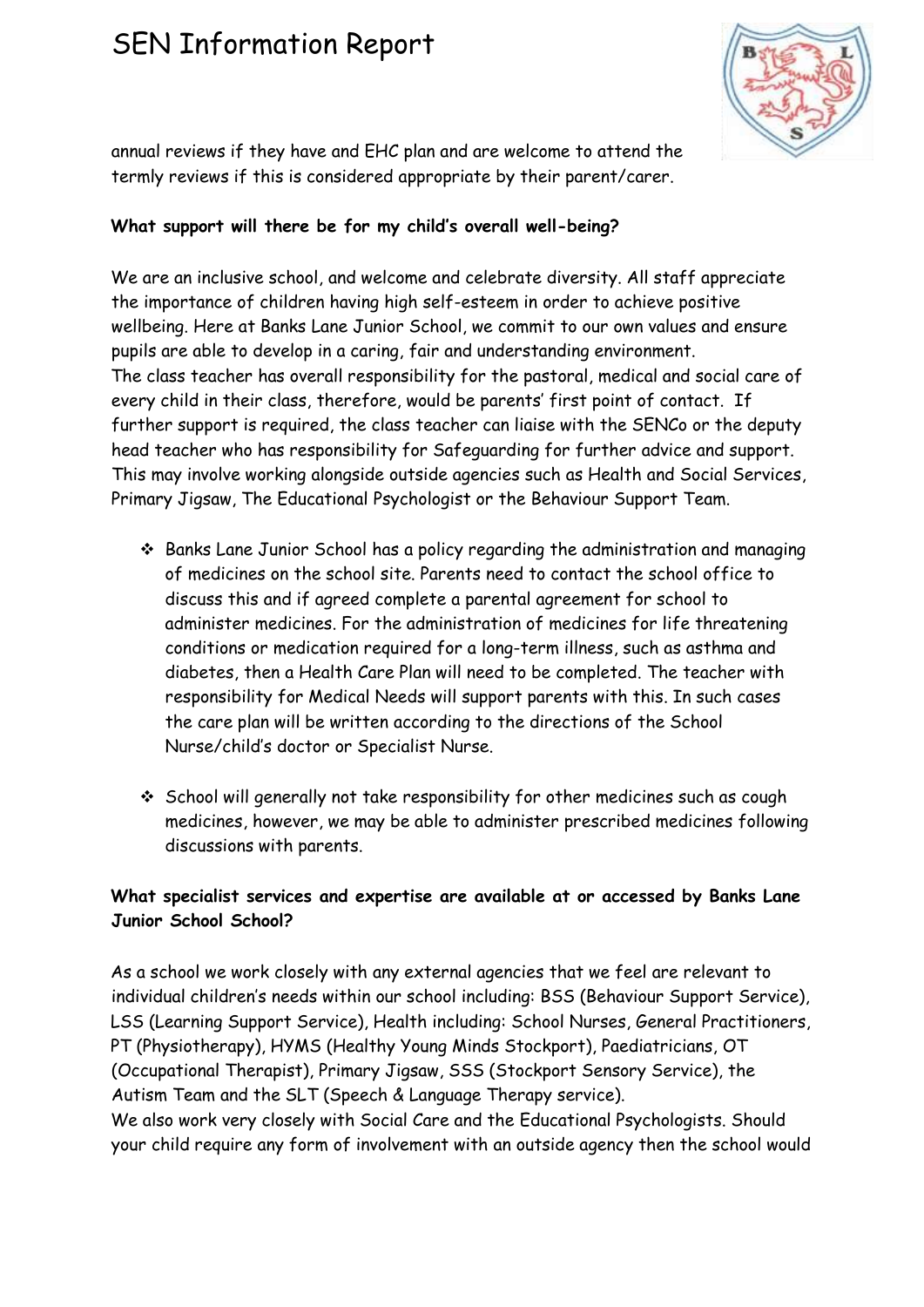annual reviews if they have and EHC plan and are welcome to attend the termly reviews if this is considered appropriate by their parent/carer.

**What support will there be for my child's overall well-being?**

We are an inclusive school, and welcome and celebrate diversity. All staff appreciate the importance of children having high self-esteem in order to achieve positive wellbeing. Here at Banks Lane Junior School, we commit to our own values and ensure pupils are able to develop in a caring, fair and understanding environment.
The class teacher has overall responsibility for the pastoral, medical and social care of every child in their class, therefore, would be parents' first point of contact. If further support is required, the class teacher can liaise with the SENCo or the deputy head teacher who has responsibility for Safeguarding for further advice and support. This may involve working alongside outside agencies such as Health and Social Services, Primary Jigsaw, The Educational Psychologist or the Behaviour Support Team.

- Banks Lane Junior School has a policy regarding the administration and managing of medicines on the school site. Parents need to contact the school office to discuss this and if agreed complete a parental agreement for school to administer medicines. For the administration of medicines for life threatening conditions or medication required for a long-term illness, such as asthma and diabetes, then a Health Care Plan will need to be completed. The teacher with responsibility for Medical Needs will support parents with this. In such cases the care plan will be written according to the directions of the School Nurse/child's doctor or Specialist Nurse.

- School will generally not take responsibility for other medicines such as cough medicines, however, we may be able to administer prescribed medicines following discussions with parents.

**What specialist services and expertise are available at or accessed by Banks Lane Junior School School?**

As a school we work closely with any external agencies that we feel are relevant to individual children's needs within our school including: BSS (Behaviour Support Service), LSS (Learning Support Service), Health including: School Nurses, General Practitioners, PT (Physiotherapy), HYMS (Healthy Young Minds Stockport), Paediatricians, OT (Occupational Therapist), Primary Jigsaw, SSS (Stockport Sensory Service), the Autism Team and the SLT (Speech & Language Therapy service).
We also work very closely with Social Care and the Educational Psychologists. Should your child require any form of involvement with an outside agency then the school would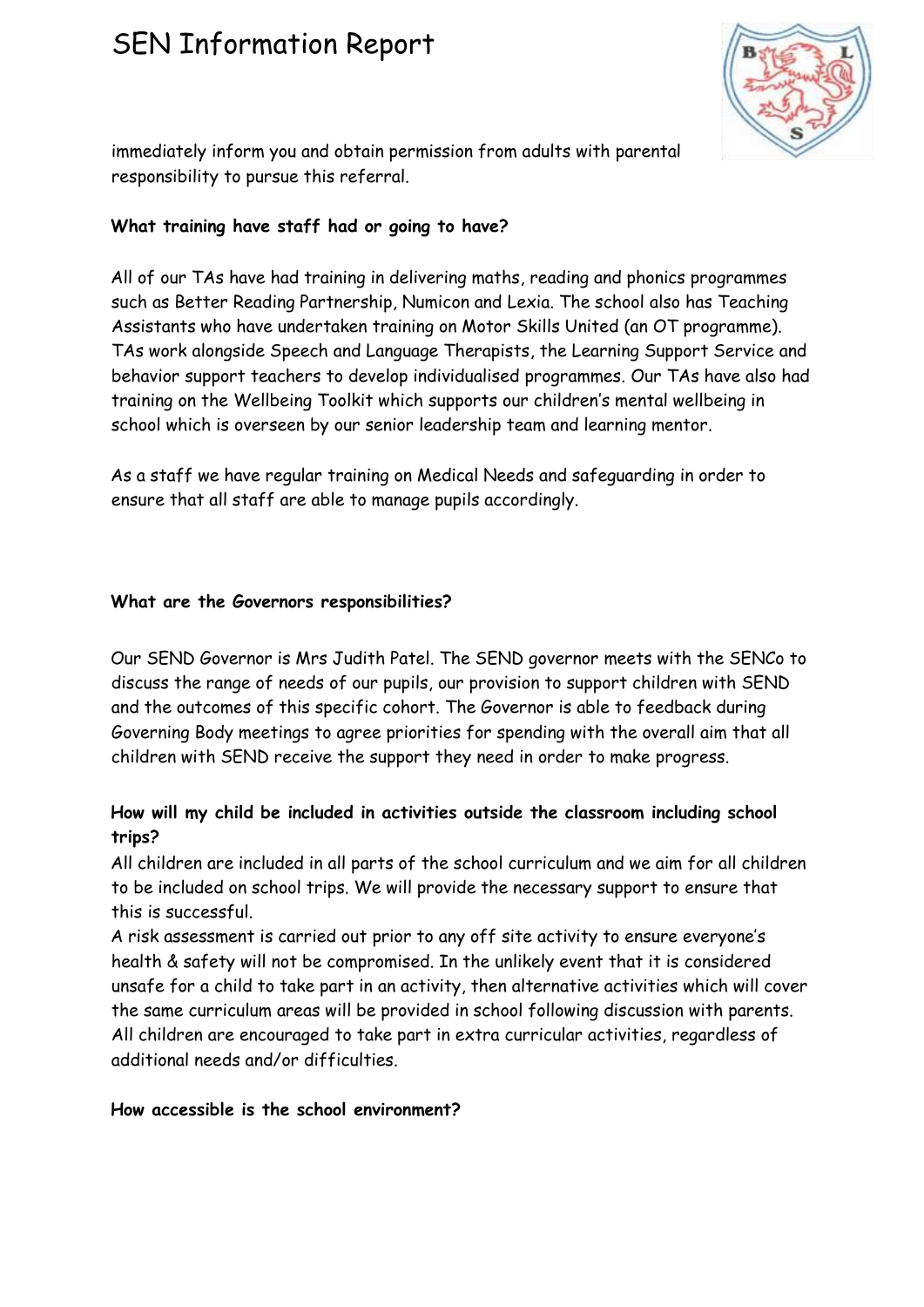immediately inform you and obtain permission from adults with parental responsibility to pursue this referral.

**What training have staff had or going to have?**

All of our TAs have had training in delivering maths, reading and phonics programmes such as Better Reading Partnership, Numicon and Lexia. The school also has Teaching Assistants who have undertaken training on Motor Skills United (an OT programme). TAs work alongside Speech and Language Therapists, the Learning Support Service and behavior support teachers to develop individualised programmes. Our TAs have also had training on the Wellbeing Toolkit which supports our children's mental wellbeing in school which is overseen by our senior leadership team and learning mentor.

As a staff we have regular training on Medical Needs and safeguarding in order to ensure that all staff are able to manage pupils accordingly.

**What are the Governors responsibilities?**

Our SEND Governor is Mrs Judith Patel. The SEND governor meets with the SENCo to discuss the range of needs of our pupils, our provision to support children with SEND and the outcomes of this specific cohort. The Governor is able to feedback during Governing Body meetings to agree priorities for spending with the overall aim that all children with SEND receive the support they need in order to make progress.

**How will my child be included in activities outside the classroom including school trips?**

All children are included in all parts of the school curriculum and we aim for all children to be included on school trips. We will provide the necessary support to ensure that this is successful.

A risk assessment is carried out prior to any off site activity to ensure everyone's health & safety will not be compromised. In the unlikely event that it is considered unsafe for a child to take part in an activity, then alternative activities which will cover the same curriculum areas will be provided in school following discussion with parents.

All children are encouraged to take part in extra curricular activities, regardless of additional needs and/or difficulties.

**How accessible is the school environment?**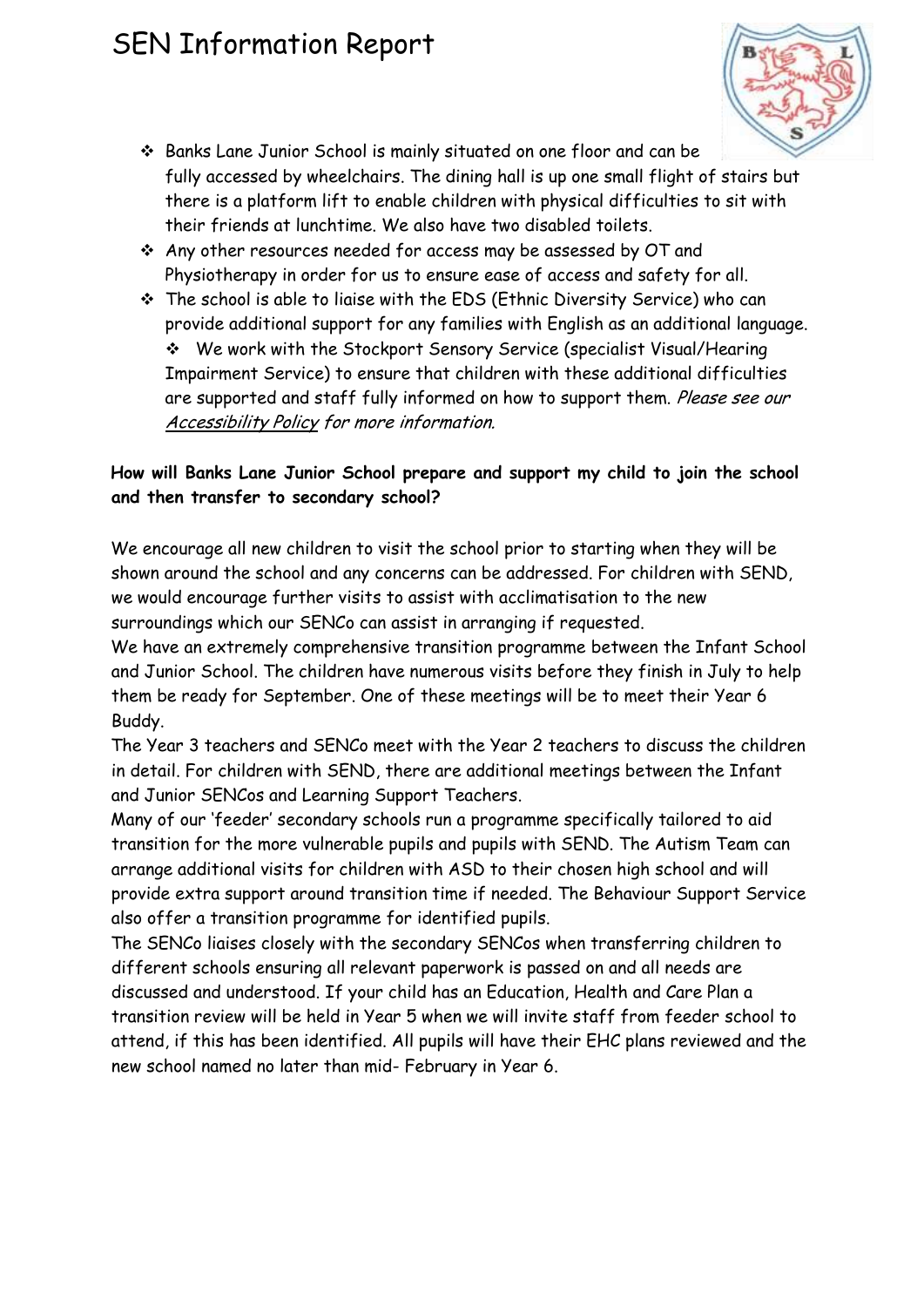- Banks Lane Junior School is mainly situated on one floor and can be fully accessed by wheelchairs. The dining hall is up one small flight of stairs but there is a platform lift to enable children with physical difficulties to sit with their friends at lunchtime. We also have two disabled toilets.
- Any other resources needed for access may be assessed by OT and Physiotherapy in order for us to ensure ease of access and safety for all.
- The school is able to liaise with the EDS (Ethnic Diversity Service) who can provide additional support for any families with English as an additional language.
- We work with the Stockport Sensory Service (specialist Visual/Hearing Impairment Service) to ensure that children with these additional difficulties are supported and staff fully informed on how to support them. *Please see our Accessibility Policy for more information.*

**How will Banks Lane Junior School prepare and support my child to join the school and then transfer to secondary school?**

We encourage all new children to visit the school prior to starting when they will be shown around the school and any concerns can be addressed. For children with SEND, we would encourage further visits to assist with acclimatisation to the new surroundings which our SENCo can assist in arranging if requested.

We have an extremely comprehensive transition programme between the Infant School and Junior School. The children have numerous visits before they finish in July to help them be ready for September. One of these meetings will be to meet their Year 6 Buddy.

The Year 3 teachers and SENCo meet with the Year 2 teachers to discuss the children in detail. For children with SEND, there are additional meetings between the Infant and Junior SENCos and Learning Support Teachers.

Many of our 'feeder' secondary schools run a programme specifically tailored to aid transition for the more vulnerable pupils and pupils with SEND. The Autism Team can arrange additional visits for children with ASD to their chosen high school and will provide extra support around transition time if needed. The Behaviour Support Service also offer a transition programme for identified pupils.

The SENCo liaises closely with the secondary SENCos when transferring children to different schools ensuring all relevant paperwork is passed on and all needs are discussed and understood. If your child has an Education, Health and Care Plan a transition review will be held in Year 5 when we will invite staff from feeder school to attend, if this has been identified. All pupils will have their EHC plans reviewed and the new school named no later than mid- February in Year 6.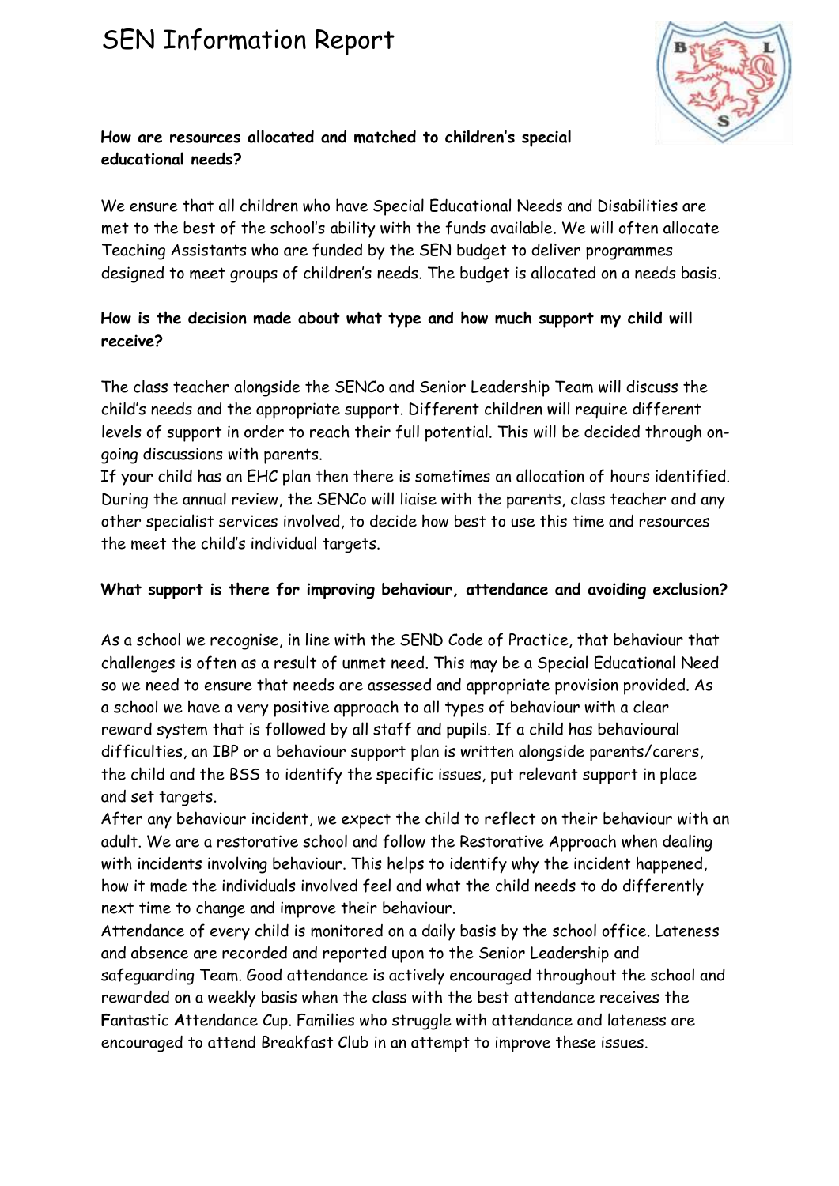# SEN Information Report

**How are resources allocated and matched to children's special educational needs?**

We ensure that all children who have Special Educational Needs and Disabilities are met to the best of the school's ability with the funds available. We will often allocate Teaching Assistants who are funded by the SEN budget to deliver programmes designed to meet groups of children's needs. The budget is allocated on a needs basis.

**How is the decision made about what type and how much support my child will receive?**

The class teacher alongside the SENCo and Senior Leadership Team will discuss the child's needs and the appropriate support. Different children will require different levels of support in order to reach their full potential. This will be decided through on-going discussions with parents.

If your child has an EHC plan then there is sometimes an allocation of hours identified. During the annual review, the SENCo will liaise with the parents, class teacher and any other specialist services involved, to decide how best to use this time and resources the meet the child's individual targets.

**What support is there for improving behaviour, attendance and avoiding exclusion?**

As a school we recognise, in line with the SEND Code of Practice, that behaviour that challenges is often as a result of unmet need. This may be a Special Educational Need so we need to ensure that needs are assessed and appropriate provision provided. As a school we have a very positive approach to all types of behaviour with a clear reward system that is followed by all staff and pupils. If a child has behavioural difficulties, an IBP or a behaviour support plan is written alongside parents/carers, the child and the BSS to identify the specific issues, put relevant support in place and set targets.

After any behaviour incident, we expect the child to reflect on their behaviour with an adult. We are a restorative school and follow the Restorative Approach when dealing with incidents involving behaviour. This helps to identify why the incident happened, how it made the individuals involved feel and what the child needs to do differently next time to change and improve their behaviour.

Attendance of every child is monitored on a daily basis by the school office. Lateness and absence are recorded and reported upon to the Senior Leadership and safeguarding Team. Good attendance is actively encouraged throughout the school and rewarded on a weekly basis when the class with the best attendance receives the **F**antastic **A**ttendance Cup. Families who struggle with attendance and lateness are encouraged to attend Breakfast Club in an attempt to improve these issues.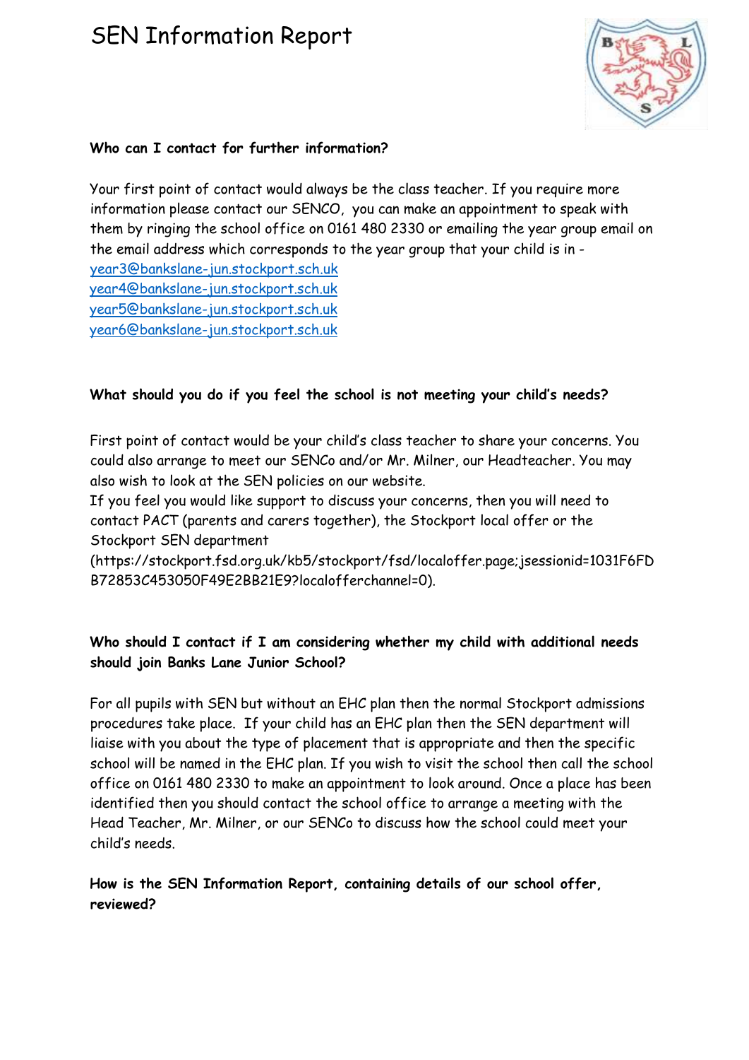# SEN Information Report

**Who can I contact for further information?**

Your first point of contact would always be the class teacher. If you require more information please contact our SENCO,  you can make an appointment to speak with them by ringing the school office on 0161 480 2330 or emailing the year group email on the email address which corresponds to the year group that your child is in -
year3@bankslane-jun.stockport.sch.uk
year4@bankslane-jun.stockport.sch.uk
year5@bankslane-jun.stockport.sch.uk
year6@bankslane-jun.stockport.sch.uk

**What should you do if you feel the school is not meeting your child's needs?**

First point of contact would be your child's class teacher to share your concerns. You could also arrange to meet our SENCo and/or Mr. Milner, our Headteacher. You may also wish to look at the SEN policies on our website.
If you feel you would like support to discuss your concerns, then you will need to contact PACT (parents and carers together), the Stockport local offer or the Stockport SEN department (https://stockport.fsd.org.uk/kb5/stockport/fsd/localoffer.page;jsessionid=1031F6FDB72853C453050F49E2BB21E9?localofferchannel=0).

**Who should I contact if I am considering whether my child with additional needs should join Banks Lane Junior School?**

For all pupils with SEN but without an EHC plan then the normal Stockport admissions procedures take place.  If your child has an EHC plan then the SEN department will liaise with you about the type of placement that is appropriate and then the specific school will be named in the EHC plan. If you wish to visit the school then call the school office on 0161 480 2330 to make an appointment to look around. Once a place has been identified then you should contact the school office to arrange a meeting with the Head Teacher, Mr. Milner, or our SENCo to discuss how the school could meet your child's needs.

**How is the SEN Information Report, containing details of our school offer, reviewed?**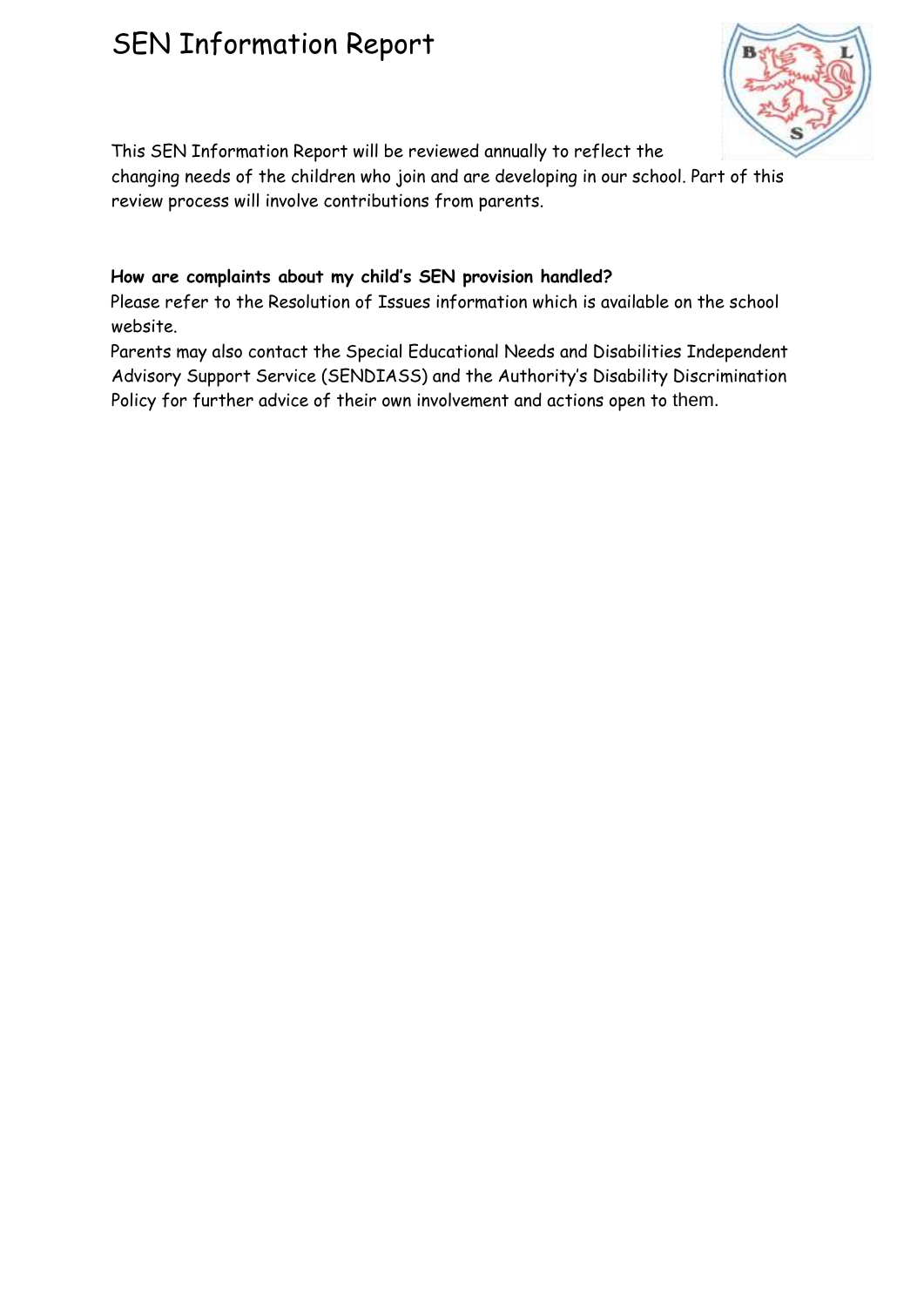# SEN Information Report

This SEN Information Report will be reviewed annually to reflect the changing needs of the children who join and are developing in our school. Part of this review process will involve contributions from parents.

**How are complaints about my child's SEN provision handled?**

Please refer to the Resolution of Issues information which is available on the school website.

Parents may also contact the Special Educational Needs and Disabilities Independent Advisory Support Service (SENDIASS) and the Authority's Disability Discrimination Policy for further advice of their own involvement and actions open to them.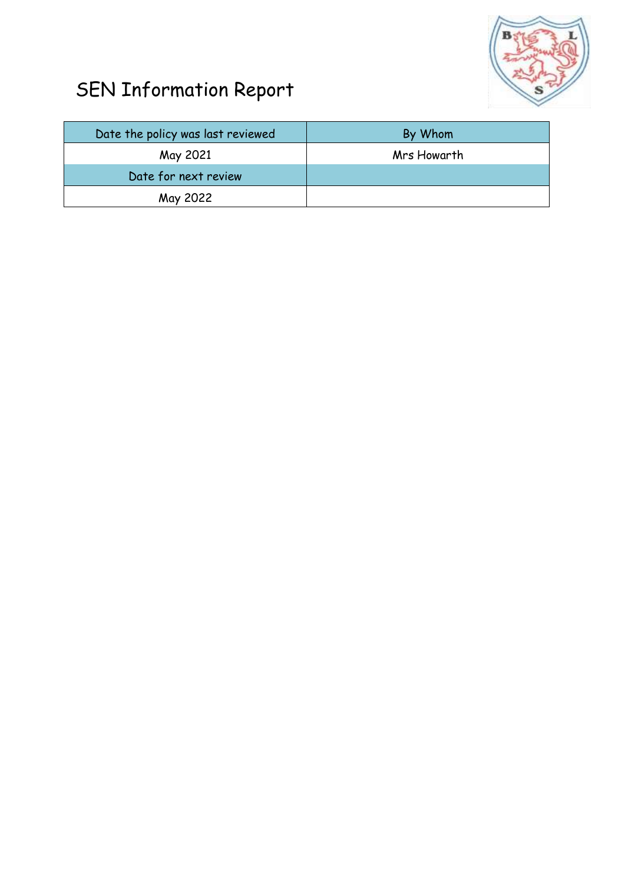# SEN Information Report

| Date the policy was last reviewed | By Whom |
|---|---|
| May 2021 | Mrs Howarth |
| Date for next review | |
| May 2022 | |